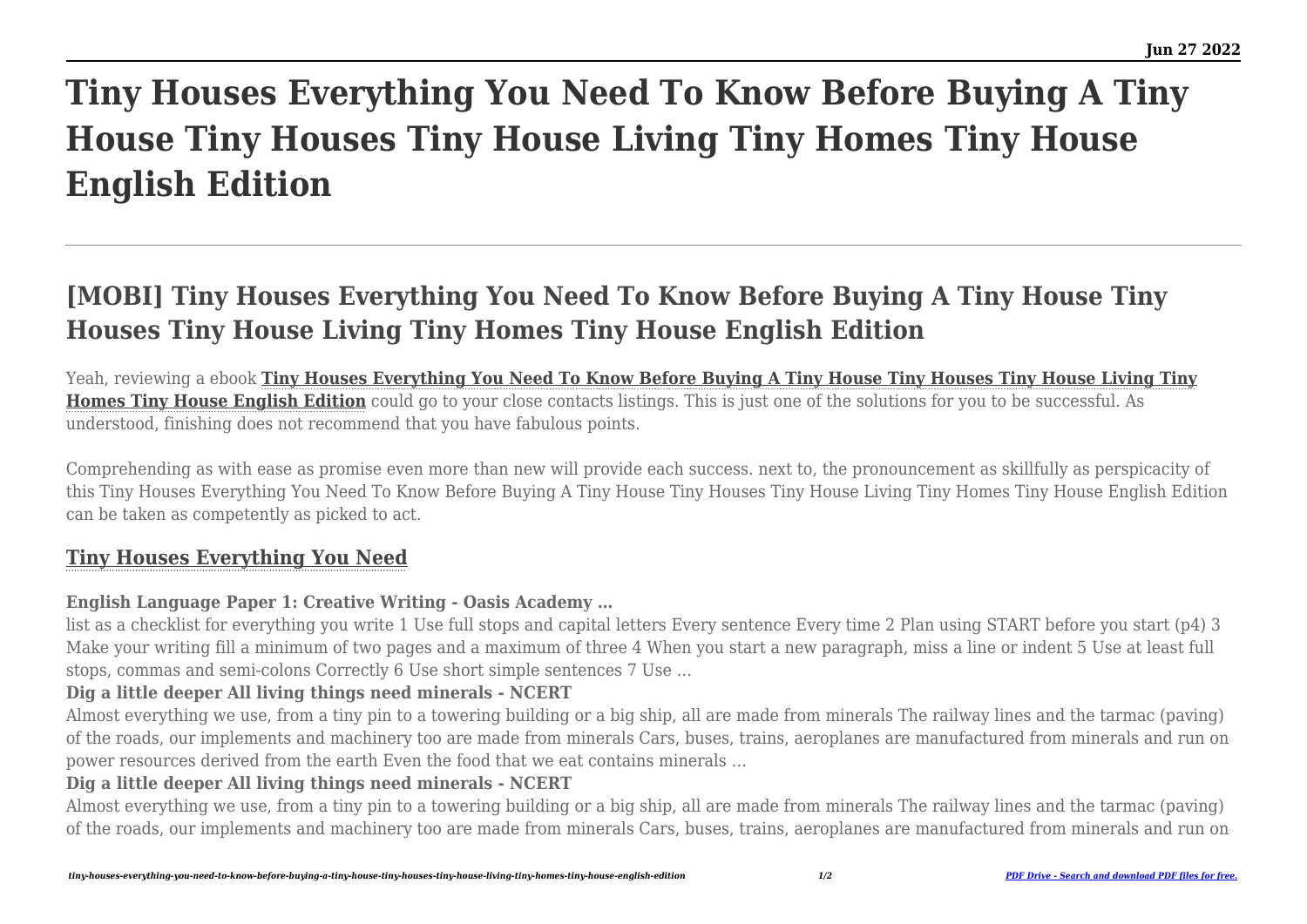# Tiny Houses Everything You Need To Know Before Buying A Tiny House Tiny Houses Tiny House Living Tiny Homes Tiny House English Edition

## [MOBI] Tiny Houses Everything You Need To Know Before Buying A Tiny House Tiny Houses Tiny House Living Tiny Homes Tiny House English Edition

Yeah, reviewing a ebook **Tiny Houses Everything You Need To Know Before Buying A Tiny House Tiny Houses Tiny House Living Tiny Homes Tiny House English Edition** could go to your close contacts listings. This is just one of the solutions for you to be successful. As understood, finishing does not recommend that you have fabulous points.

Comprehending as with ease as promise even more than new will provide each success. next to, the pronouncement as skillfully as perspicacity of this Tiny Houses Everything You Need To Know Before Buying A Tiny House Tiny Houses Tiny House Living Tiny Homes Tiny House English Edition can be taken as competently as picked to act.

### Tiny Houses Everything You Need

**English Language Paper 1: Creative Writing - Oasis Academy …**

list as a checklist for everything you write 1 Use full stops and capital letters Every sentence Every time 2 Plan using START before you start (p4) 3 Make your writing fill a minimum of two pages and a maximum of three 4 When you start a new paragraph, miss a line or indent 5 Use at least full stops, commas and semi-colons Correctly 6 Use short simple sentences 7 Use …

**Dig a little deeper All living things need minerals - NCERT**

Almost everything we use, from a tiny pin to a towering building or a big ship, all are made from minerals The railway lines and the tarmac (paving) of the roads, our implements and machinery too are made from minerals Cars, buses, trains, aeroplanes are manufactured from minerals and run on power resources derived from the earth Even the food that we eat contains minerals …

**Dig a little deeper All living things need minerals - NCERT**

Almost everything we use, from a tiny pin to a towering building or a big ship, all are made from minerals The railway lines and the tarmac (paving) of the roads, our implements and machinery too are made from minerals Cars, buses, trains, aeroplanes are manufactured from minerals and run on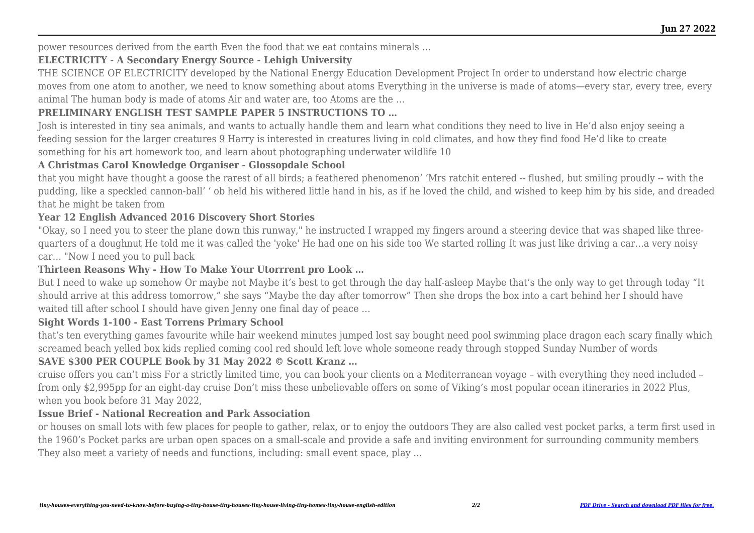power resources derived from the earth Even the food that we eat contains minerals …

**ELECTRICITY - A Secondary Energy Source - Lehigh University**

THE SCIENCE OF ELECTRICITY developed by the National Energy Education Development Project In order to understand how electric charge moves from one atom to another, we need to know something about atoms Everything in the universe is made of atoms—every star, every tree, every animal The human body is made of atoms Air and water are, too Atoms are the …

**PRELIMINARY ENGLISH TEST SAMPLE PAPER 5 INSTRUCTIONS TO …**

Josh is interested in tiny sea animals, and wants to actually handle them and learn what conditions they need to live in He'd also enjoy seeing a feeding session for the larger creatures 9 Harry is interested in creatures living in cold climates, and how they find food He'd like to create something for his art homework too, and learn about photographing underwater wildlife 10

**A Christmas Carol Knowledge Organiser - Glossopdale School**

that you might have thought a goose the rarest of all birds; a feathered phenomenon' 'Mrs ratchit entered -- flushed, but smiling proudly -- with the pudding, like a speckled cannon-ball' ' ob held his withered little hand in his, as if he loved the child, and wished to keep him by his side, and dreaded that he might be taken from

**Year 12 English Advanced 2016 Discovery Short Stories**

"Okay, so I need you to steer the plane down this runway," he instructed I wrapped my fingers around a steering device that was shaped like three-quarters of a doughnut He told me it was called the 'yoke' He had one on his side too We started rolling It was just like driving a car…a very noisy car… "Now I need you to pull back

**Thirteen Reasons Why - How To Make Your Utorrrent pro Look …**

But I need to wake up somehow Or maybe not Maybe it's best to get through the day half-asleep Maybe that's the only way to get through today "It should arrive at this address tomorrow," she says "Maybe the day after tomorrow" Then she drops the box into a cart behind her I should have waited till after school I should have given Jenny one final day of peace …

**Sight Words 1-100 - East Torrens Primary School**

that's ten everything games favourite while hair weekend minutes jumped lost say bought need pool swimming place dragon each scary finally which screamed beach yelled box kids replied coming cool red should left love whole someone ready through stopped Sunday Number of words

**SAVE $300 PER COUPLE Book by 31 May 2022 © Scott Kranz …**

cruise offers you can't miss For a strictly limited time, you can book your clients on a Mediterranean voyage – with everything they need included – from only $2,995pp for an eight-day cruise Don't miss these unbelievable offers on some of Viking's most popular ocean itineraries in 2022 Plus, when you book before 31 May 2022,

**Issue Brief - National Recreation and Park Association**

or houses on small lots with few places for people to gather, relax, or to enjoy the outdoors They are also called vest pocket parks, a term first used in the 1960's Pocket parks are urban open spaces on a small-scale and provide a safe and inviting environment for surrounding community members They also meet a variety of needs and functions, including: small event space, play …